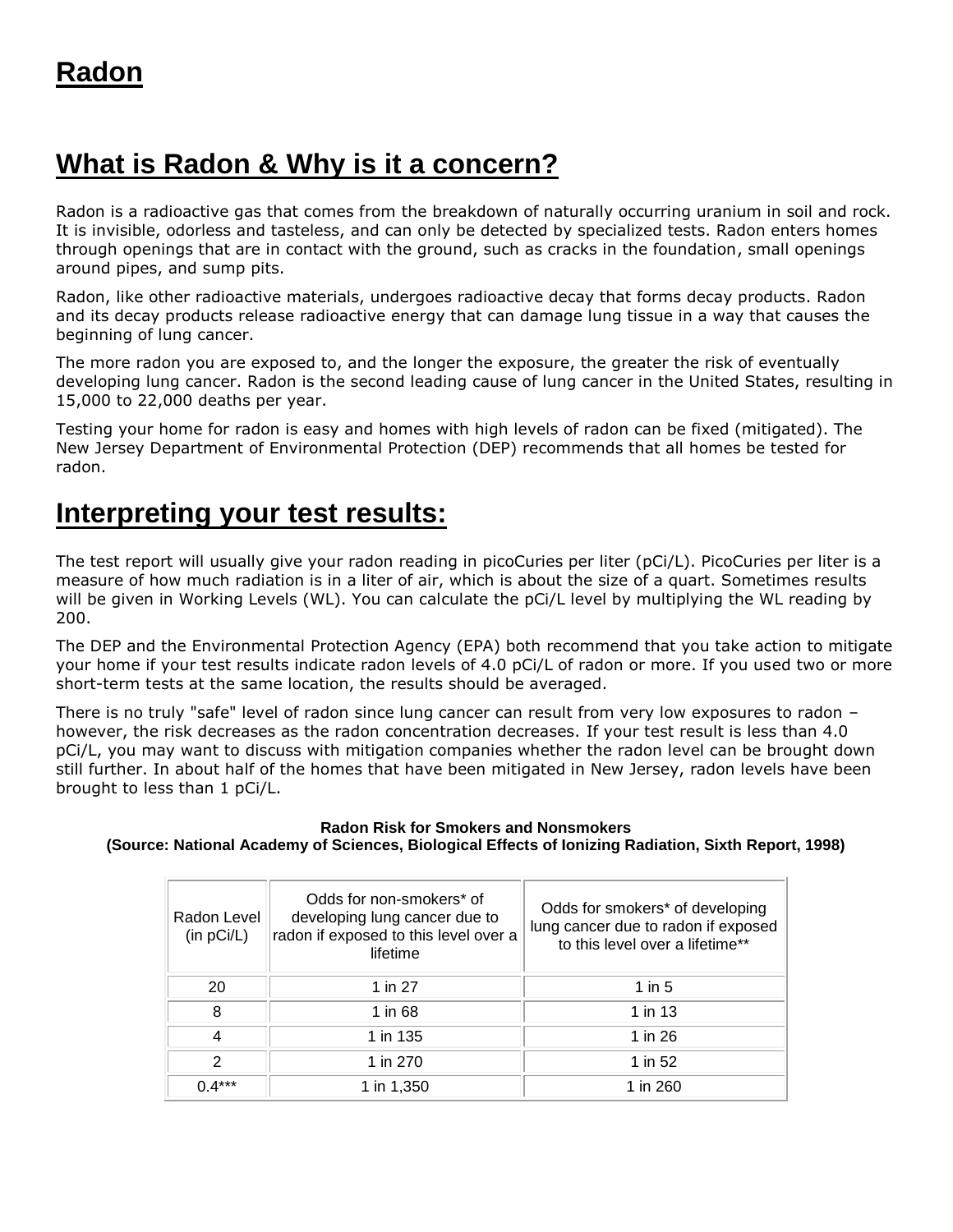# Radon

## What is Radon & Why is it a concern?

Radon is a radioactive gas that comes from the breakdown of naturally occurring uranium in soil and rock. It is invisible, odorless and tasteless, and can only be detected by specialized tests. Radon enters homes through openings that are in contact with the ground, such as cracks in the foundation, small openings around pipes, and sump pits.

Radon, like other radioactive materials, undergoes radioactive decay that forms decay products. Radon and its decay products release radioactive energy that can damage lung tissue in a way that causes the beginning of lung cancer.

The more radon you are exposed to, and the longer the exposure, the greater the risk of eventually developing lung cancer. Radon is the second leading cause of lung cancer in the United States, resulting in 15,000 to 22,000 deaths per year.

Testing your home for radon is easy and homes with high levels of radon can be fixed (mitigated). The New Jersey Department of Environmental Protection (DEP) recommends that all homes be tested for radon.

## Interpreting your test results:

The test report will usually give your radon reading in picoCuries per liter (pCi/L). PicoCuries per liter is a measure of how much radiation is in a liter of air, which is about the size of a quart. Sometimes results will be given in Working Levels (WL). You can calculate the pCi/L level by multiplying the WL reading by 200.

The DEP and the Environmental Protection Agency (EPA) both recommend that you take action to mitigate your home if your test results indicate radon levels of 4.0 pCi/L of radon or more. If you used two or more short-term tests at the same location, the results should be averaged.

There is no truly "safe" level of radon since lung cancer can result from very low exposures to radon – however, the risk decreases as the radon concentration decreases. If your test result is less than 4.0 pCi/L, you may want to discuss with mitigation companies whether the radon level can be brought down still further. In about half of the homes that have been mitigated in New Jersey, radon levels have been brought to less than 1 pCi/L.

**Radon Risk for Smokers and Nonsmokers**
**(Source: National Academy of Sciences, Biological Effects of Ionizing Radiation, Sixth Report, 1998)**

| Radon Level (in pCi/L) | Odds for non-smokers* of developing lung cancer due to radon if exposed to this level over a lifetime | Odds for smokers* of developing lung cancer due to radon if exposed to this level over a lifetime** |
|---|---|---|
| 20 | 1 in 27 | 1 in 5 |
| 8 | 1 in 68 | 1 in 13 |
| 4 | 1 in 135 | 1 in 26 |
| 2 | 1 in 270 | 1 in 52 |
| 0.4*** | 1 in 1,350 | 1 in 260 |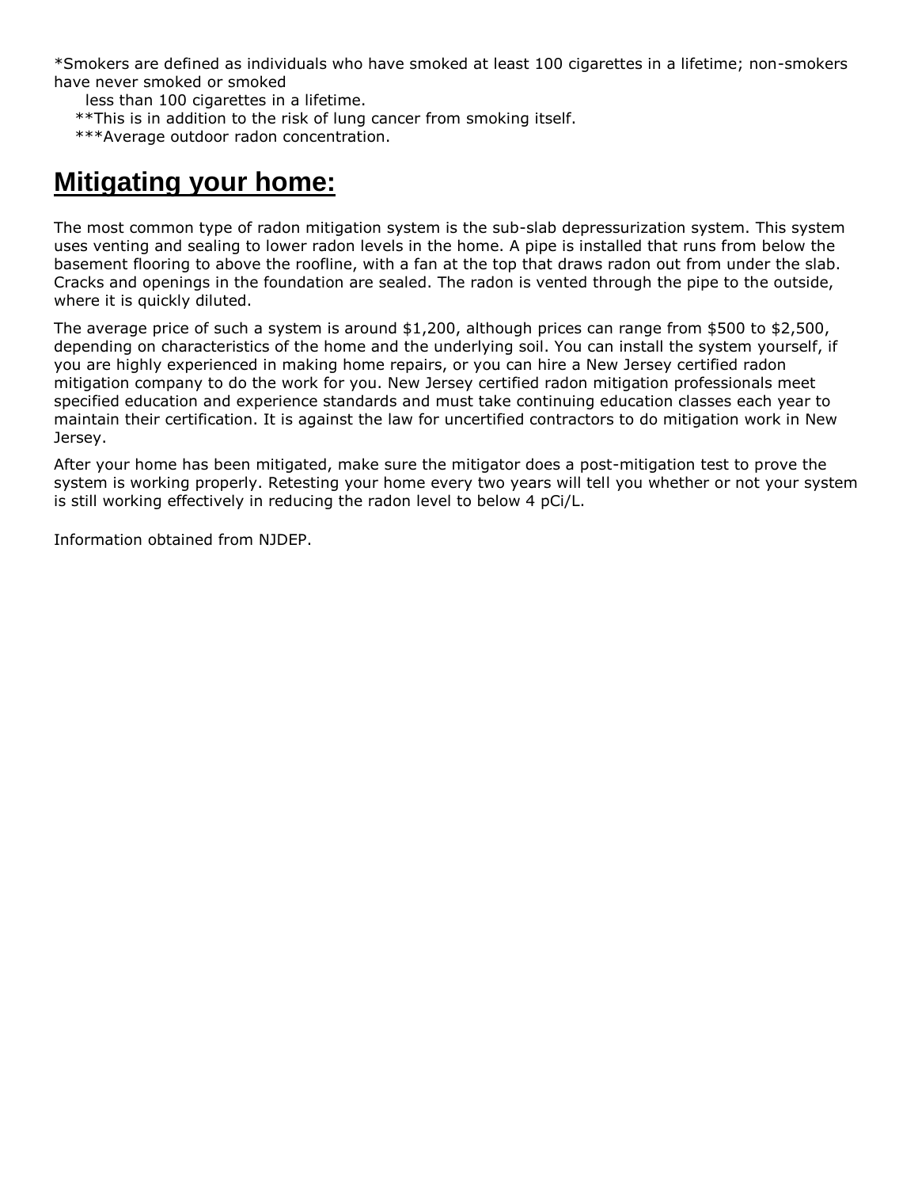*Smokers are defined as individuals who have smoked at least 100 cigarettes in a lifetime; non-smokers have never smoked or smoked less than 100 cigarettes in a lifetime.

**This is in addition to the risk of lung cancer from smoking itself.

***Average outdoor radon concentration.

## Mitigating your home:

The most common type of radon mitigation system is the sub-slab depressurization system. This system uses venting and sealing to lower radon levels in the home. A pipe is installed that runs from below the basement flooring to above the roofline, with a fan at the top that draws radon out from under the slab. Cracks and openings in the foundation are sealed. The radon is vented through the pipe to the outside, where it is quickly diluted.

The average price of such a system is around $1,200, although prices can range from $500 to $2,500, depending on characteristics of the home and the underlying soil. You can install the system yourself, if you are highly experienced in making home repairs, or you can hire a New Jersey certified radon mitigation company to do the work for you. New Jersey certified radon mitigation professionals meet specified education and experience standards and must take continuing education classes each year to maintain their certification. It is against the law for uncertified contractors to do mitigation work in New Jersey.

After your home has been mitigated, make sure the mitigator does a post-mitigation test to prove the system is working properly. Retesting your home every two years will tell you whether or not your system is still working effectively in reducing the radon level to below 4 pCi/L.

Information obtained from NJDEP.